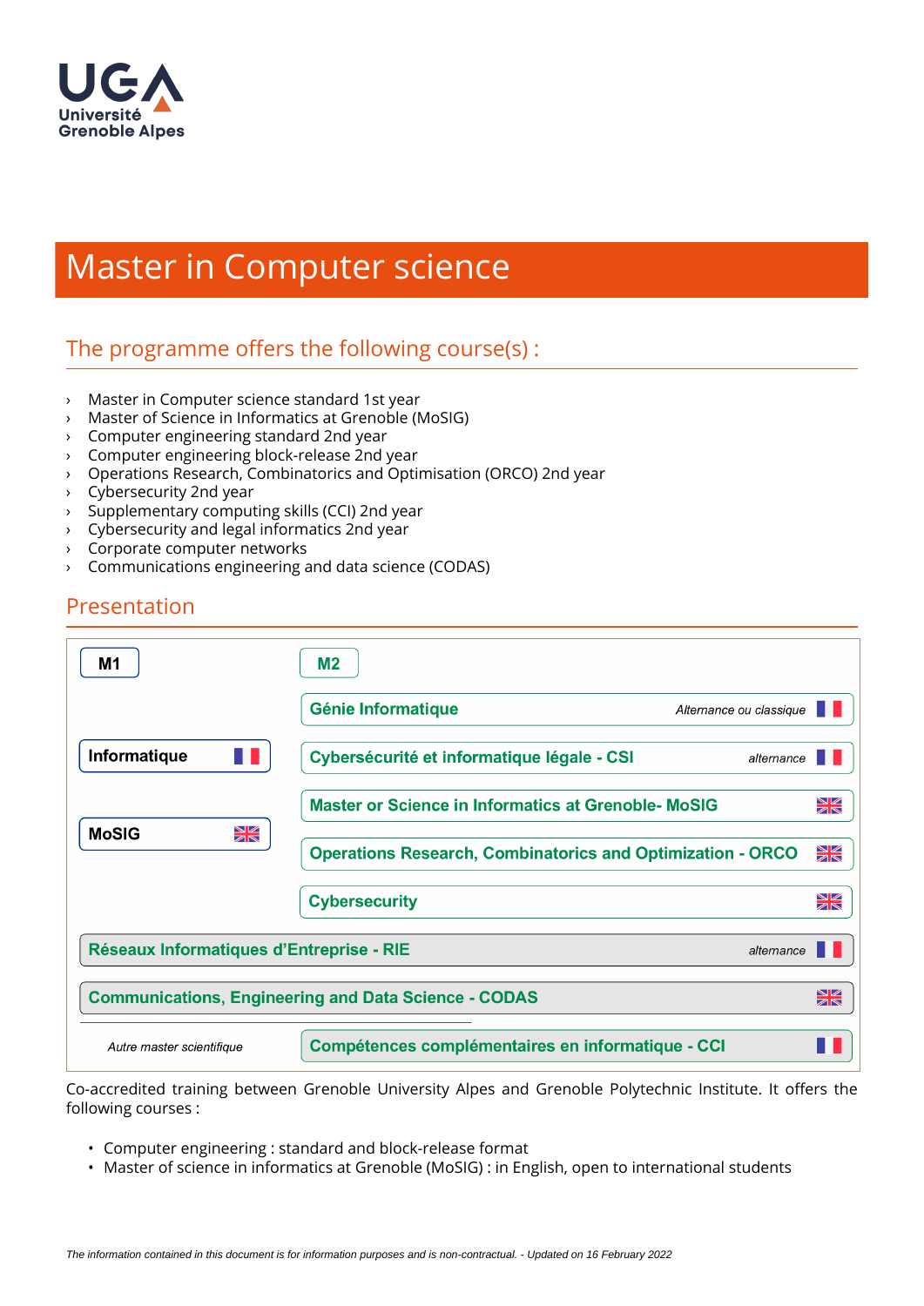# Master in Computer science

## The programme offers the following course(s) :

- Master in Computer science standard 1st year
- Master of Science in Informatics at Grenoble (MoSIG)
- Computer engineering standard 2nd year
- Computer engineering block-release 2nd year
- Operations Research, Combinatorics and Optimisation (ORCO) 2nd year
- Cybersecurity 2nd year
- Supplementary computing skills (CCI) 2nd year
- Cybersecurity and legal informatics 2nd year
- Corporate computer networks
- Communications engineering and data science (CODAS)

## Presentation

| M1 | M2 |
|---|---|
| | **Génie Informatique** — *Alternance ou classique* (FR) |
| **Informatique** (FR) | **Cybersécurité et informatique légale - CSI** — *alternance* (FR) |
| | **Master or Science in Informatics at Grenoble- MoSIG** (EN) |
| **MoSIG** (EN) | **Operations Research, Combinatorics and Optimization - ORCO** (EN) |
| | **Cybersecurity** (EN) |
| **Réseaux Informatiques d'Entreprise - RIE** — *alternance* (FR) | |
| **Communications, Engineering and Data Science - CODAS** (EN) | |
| *Autre master scientifique* | **Compétences complémentaires en informatique - CCI** (FR) |

Co-accredited training between Grenoble University Alpes and Grenoble Polytechnic Institute. It offers the following courses :

- Computer engineering : standard and block-release format
- Master of science in informatics at Grenoble (MoSIG) : in English, open to international students

*The information contained in this document is for information purposes and is non-contractual. - Updated on 16 February 2022*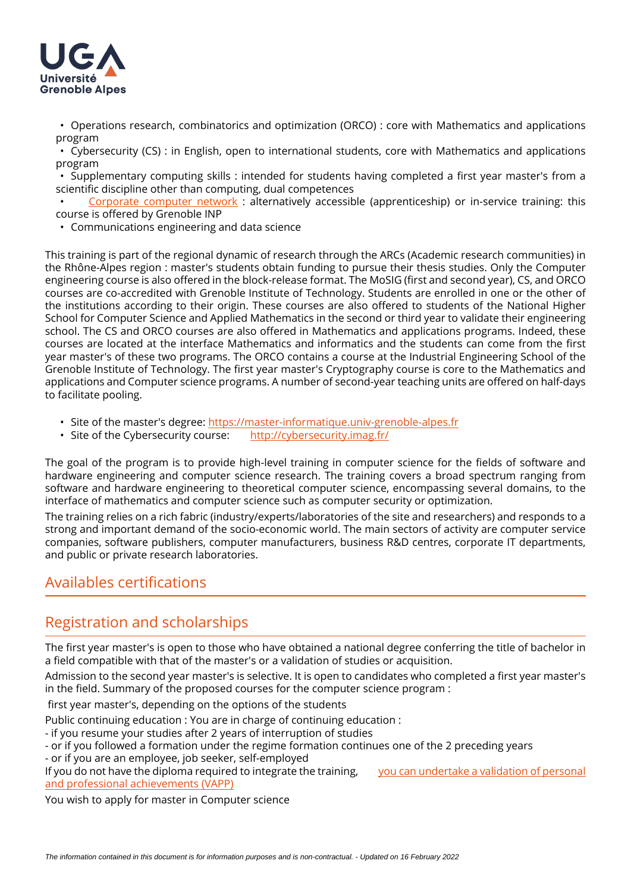- Operations research, combinatorics and optimization (ORCO) : core with Mathematics and applications program
- Cybersecurity (CS) : in English, open to international students, core with Mathematics and applications program
- Supplementary computing skills : intended for students having completed a first year master's from a scientific discipline other than computing, dual competences
- Corporate computer network : alternatively accessible (apprenticeship) or in-service training: this course is offered by Grenoble INP
- Communications engineering and data science

This training is part of the regional dynamic of research through the ARCs (Academic research communities) in the Rhône-Alpes region : master's students obtain funding to pursue their thesis studies. Only the Computer engineering course is also offered in the block-release format. The MoSIG (first and second year), CS, and ORCO courses are co-accredited with Grenoble Institute of Technology. Students are enrolled in one or the other of the institutions according to their origin. These courses are also offered to students of the National Higher School for Computer Science and Applied Mathematics in the second or third year to validate their engineering school. The CS and ORCO courses are also offered in Mathematics and applications programs. Indeed, these courses are located at the interface Mathematics and informatics and the students can come from the first year master's of these two programs. The ORCO contains a course at the Industrial Engineering School of the Grenoble Institute of Technology. The first year master's Cryptography course is core to the Mathematics and applications and Computer science programs. A number of second-year teaching units are offered on half-days to facilitate pooling.

- Site of the master's degree: https://master-informatique.univ-grenoble-alpes.fr
- Site of the Cybersecurity course: http://cybersecurity.imag.fr/

The goal of the program is to provide high-level training in computer science for the fields of software and hardware engineering and computer science research. The training covers a broad spectrum ranging from software and hardware engineering to theoretical computer science, encompassing several domains, to the interface of mathematics and computer science such as computer security or optimization.

The training relies on a rich fabric (industry/experts/laboratories of the site and researchers) and responds to a strong and important demand of the socio-economic world. The main sectors of activity are computer service companies, software publishers, computer manufacturers, business R&D centres, corporate IT departments, and public or private research laboratories.

## Availables certifications

## Registration and scholarships

The first year master's is open to those who have obtained a national degree conferring the title of bachelor in a field compatible with that of the master's or a validation of studies or acquisition.

Admission to the second year master's is selective. It is open to candidates who completed a first year master's in the field. Summary of the proposed courses for the computer science program :

first year master's, depending on the options of the students

Public continuing education : You are in charge of continuing education :
- if you resume your studies after 2 years of interruption of studies
- or if you followed a formation under the regime formation continues one of the 2 preceding years
- or if you are an employee, job seeker, self-employed

If you do not have the diploma required to integrate the training, you can undertake a validation of personal and professional achievements (VAPP)

You wish to apply for master in Computer science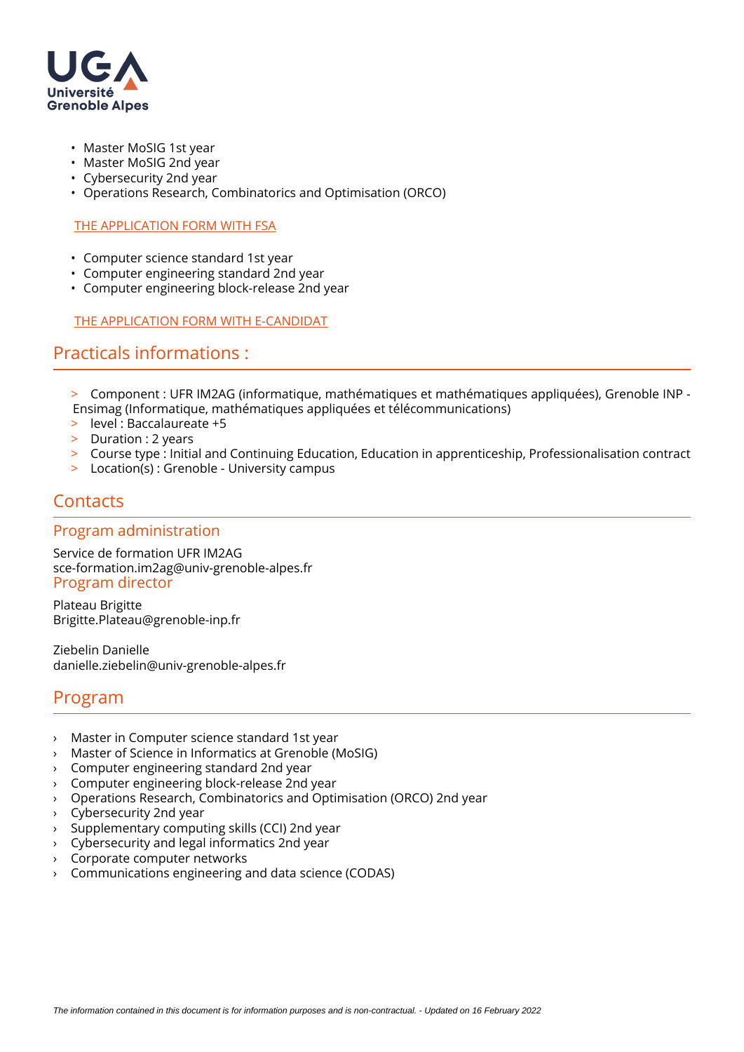- Master MoSIG 1st year
- Master MoSIG 2nd year
- Cybersecurity 2nd year
- Operations Research, Combinatorics and Optimisation (ORCO)

THE APPLICATION FORM WITH FSA

- Computer science standard 1st year
- Computer engineering standard 2nd year
- Computer engineering block-release 2nd year

THE APPLICATION FORM WITH E-CANDIDAT

## Practicals informations :

> Component : UFR IM2AG (informatique, mathématiques et mathématiques appliquées), Grenoble INP - Ensimag (Informatique, mathématiques appliquées et télécommunications)
> level : Baccalaureate +5
> Duration : 2 years
> Course type : Initial and Continuing Education, Education in apprenticeship, Professionalisation contract
> Location(s) : Grenoble - University campus

## Contacts

### Program administration

Service de formation UFR IM2AG
sce-formation.im2ag@univ-grenoble-alpes.fr

### Program director

Plateau Brigitte
Brigitte.Plateau@grenoble-inp.fr

Ziebelin Danielle
danielle.ziebelin@univ-grenoble-alpes.fr

## Program

- Master in Computer science standard 1st year
- Master of Science in Informatics at Grenoble (MoSIG)
- Computer engineering standard 2nd year
- Computer engineering block-release 2nd year
- Operations Research, Combinatorics and Optimisation (ORCO) 2nd year
- Cybersecurity 2nd year
- Supplementary computing skills (CCI) 2nd year
- Cybersecurity and legal informatics 2nd year
- Corporate computer networks
- Communications engineering and data science (CODAS)

*The information contained in this document is for information purposes and is non-contractual. - Updated on 16 February 2022*